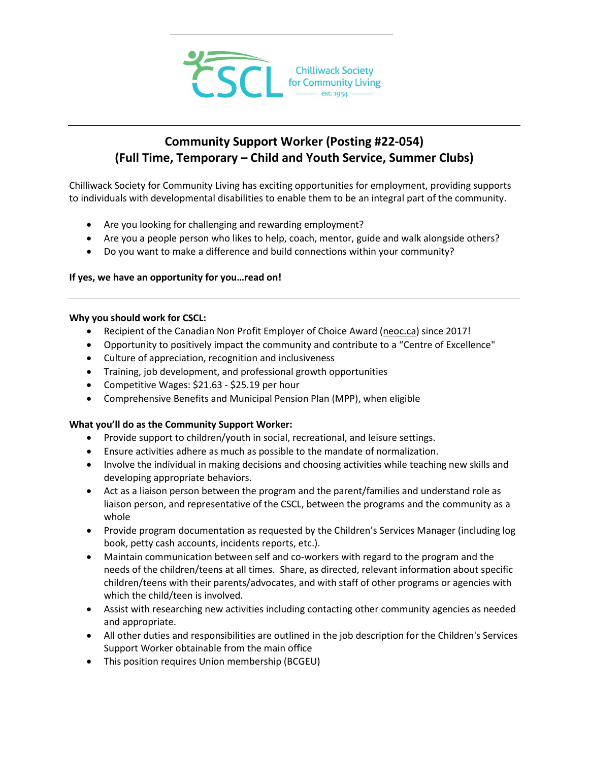Chilliwack Society for Community Living
est. 1954

# Community Support Worker (Posting #22-054)
# (Full Time, Temporary – Child and Youth Service, Summer Clubs)

Chilliwack Society for Community Living has exciting opportunities for employment, providing supports to individuals with developmental disabilities to enable them to be an integral part of the community.

- Are you looking for challenging and rewarding employment?
- Are you a people person who likes to help, coach, mentor, guide and walk alongside others?
- Do you want to make a difference and build connections within your community?

**If yes, we have an opportunity for you…read on!**

---

**Why you should work for CSCL:**

- Recipient of the Canadian Non Profit Employer of Choice Award (neoc.ca) since 2017!
- Opportunity to positively impact the community and contribute to a "Centre of Excellence"
- Culture of appreciation, recognition and inclusiveness
- Training, job development, and professional growth opportunities
- Competitive Wages: $21.63 - $25.19 per hour
- Comprehensive Benefits and Municipal Pension Plan (MPP), when eligible

**What you'll do as the Community Support Worker:**

- Provide support to children/youth in social, recreational, and leisure settings.
- Ensure activities adhere as much as possible to the mandate of normalization.
- Involve the individual in making decisions and choosing activities while teaching new skills and developing appropriate behaviors.
- Act as a liaison person between the program and the parent/families and understand role as liaison person, and representative of the CSCL, between the programs and the community as a whole
- Provide program documentation as requested by the Children's Services Manager (including log book, petty cash accounts, incidents reports, etc.).
- Maintain communication between self and co-workers with regard to the program and the needs of the children/teens at all times. Share, as directed, relevant information about specific children/teens with their parents/advocates, and with staff of other programs or agencies with which the child/teen is involved.
- Assist with researching new activities including contacting other community agencies as needed and appropriate.
- All other duties and responsibilities are outlined in the job description for the Children's Services Support Worker obtainable from the main office
- This position requires Union membership (BCGEU)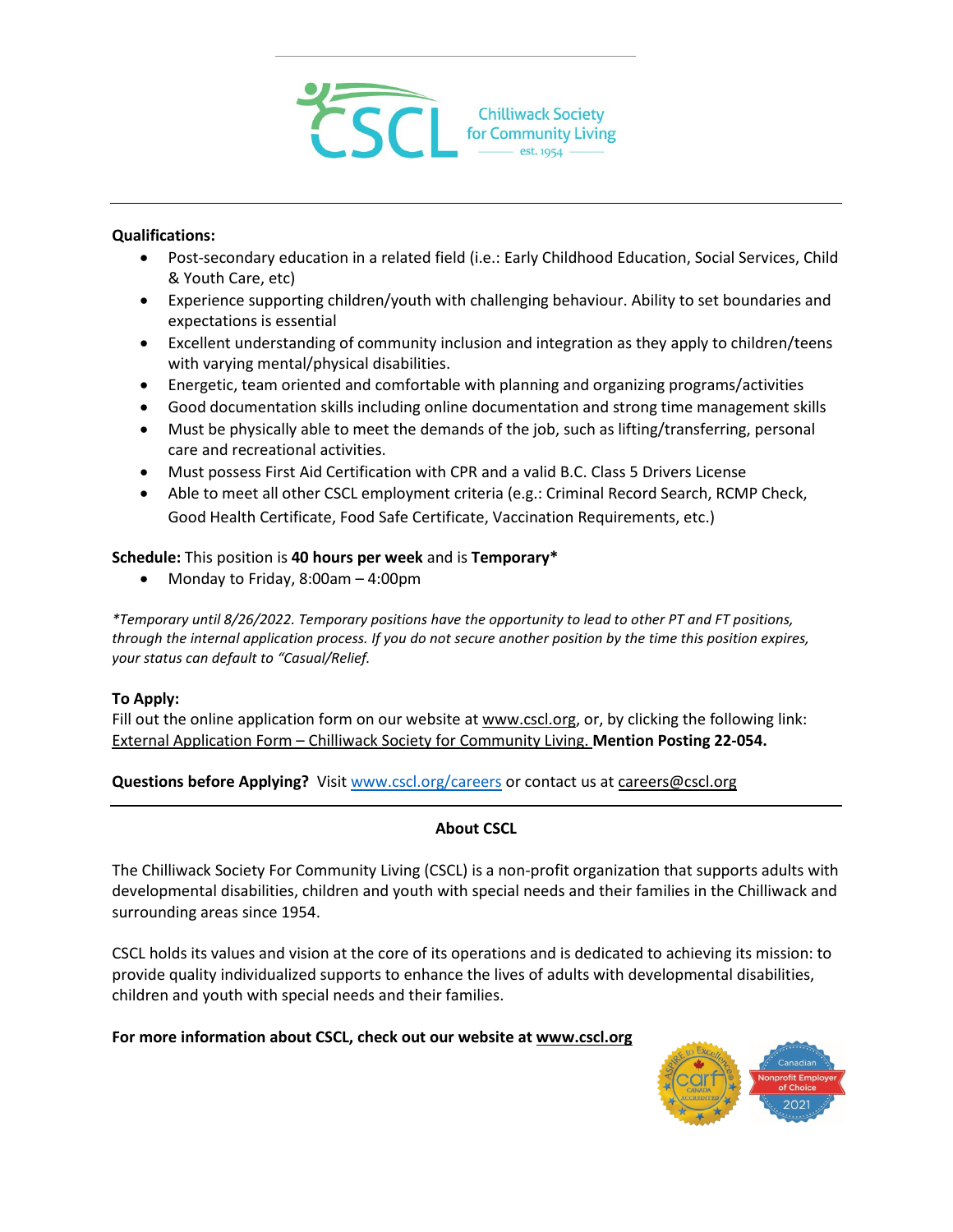**Qualifications:**

- Post-secondary education in a related field (i.e.: Early Childhood Education, Social Services, Child & Youth Care, etc)
- Experience supporting children/youth with challenging behaviour. Ability to set boundaries and expectations is essential
- Excellent understanding of community inclusion and integration as they apply to children/teens with varying mental/physical disabilities.
- Energetic, team oriented and comfortable with planning and organizing programs/activities
- Good documentation skills including online documentation and strong time management skills
- Must be physically able to meet the demands of the job, such as lifting/transferring, personal care and recreational activities.
- Must possess First Aid Certification with CPR and a valid B.C. Class 5 Drivers License
- Able to meet all other CSCL employment criteria (e.g.: Criminal Record Search, RCMP Check, Good Health Certificate, Food Safe Certificate, Vaccination Requirements, etc.)

**Schedule:** This position is **40 hours per week** and is **Temporary***

- Monday to Friday, 8:00am – 4:00pm

*\*Temporary until 8/26/2022. Temporary positions have the opportunity to lead to other PT and FT positions, through the internal application process. If you do not secure another position by the time this position expires, your status can default to "Casual/Relief.*

**To Apply:**
Fill out the online application form on our website at www.cscl.org, or, by clicking the following link: External Application Form – Chilliwack Society for Community Living. **Mention Posting 22-054.**

**Questions before Applying?** Visit www.cscl.org/careers or contact us at careers@cscl.org

**About CSCL**

The Chilliwack Society For Community Living (CSCL) is a non-profit organization that supports adults with developmental disabilities, children and youth with special needs and their families in the Chilliwack and surrounding areas since 1954.

CSCL holds its values and vision at the core of its operations and is dedicated to achieving its mission: to provide quality individualized supports to enhance the lives of adults with developmental disabilities, children and youth with special needs and their families.

**For more information about CSCL, check out our website at www.cscl.org**